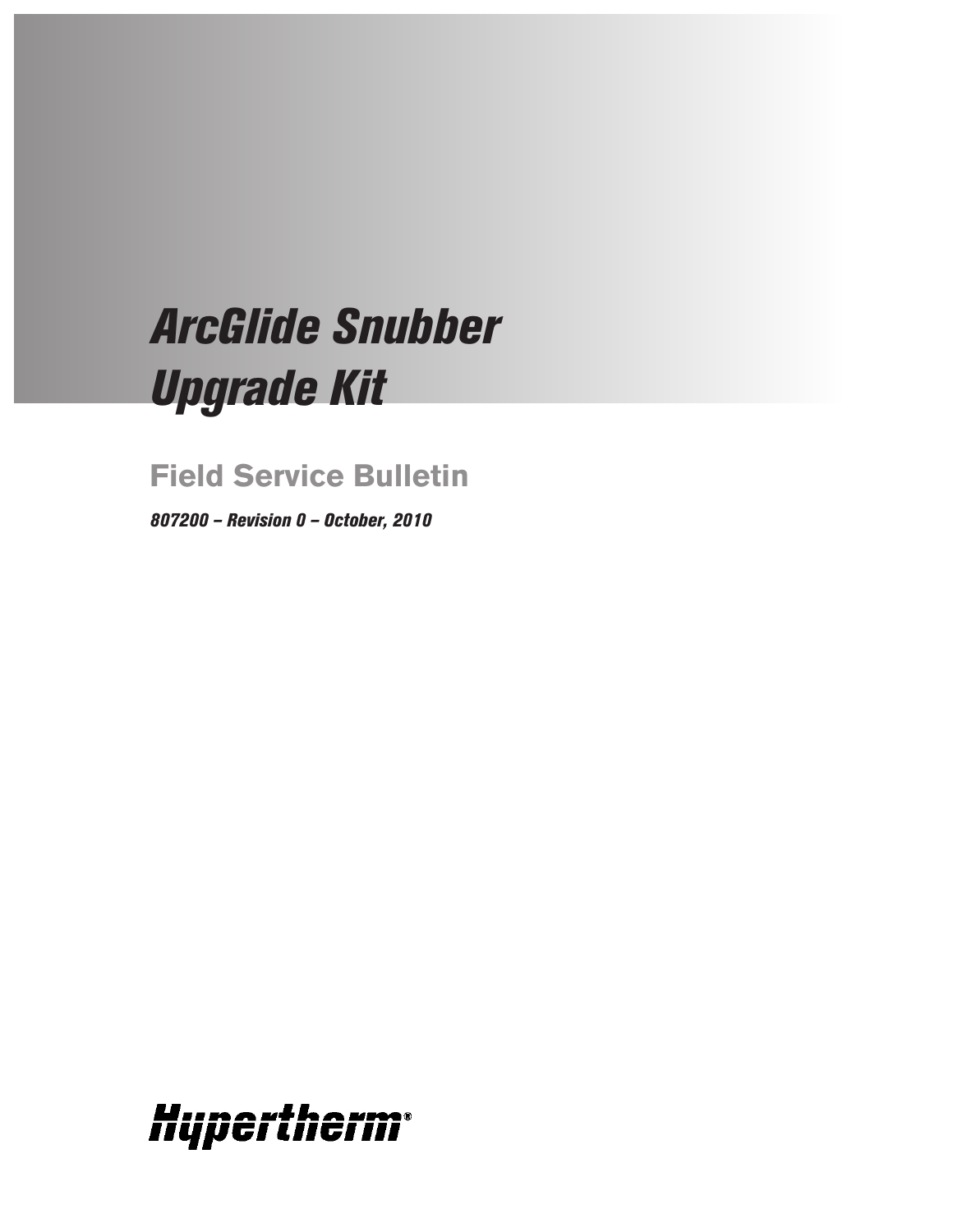# *ArcGlide Snubber Upgrade Kit*

## Field Service Bulletin

***807200 – Revision 0 – October, 2010***

**Hypertherm®**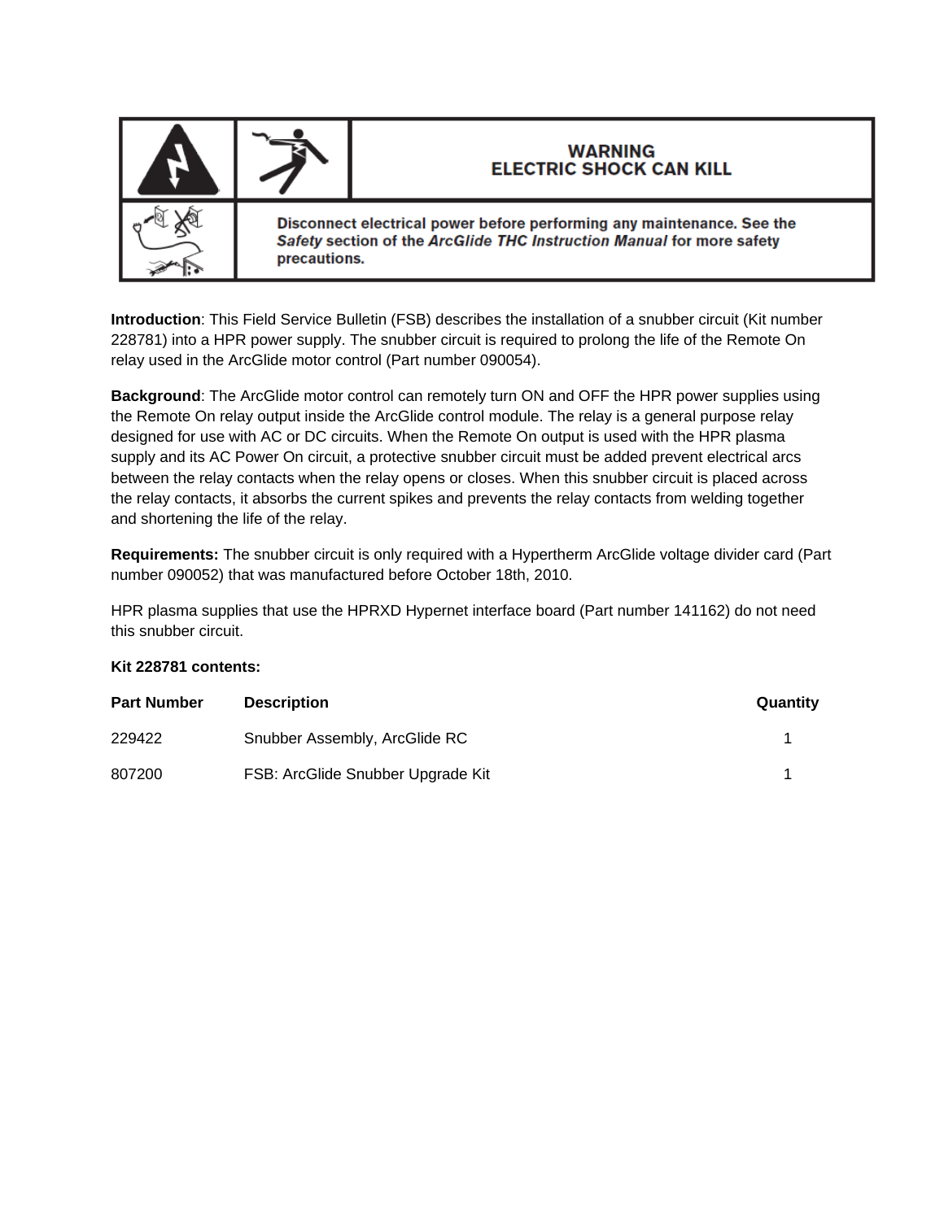| | | **WARNING**<br>**ELECTRIC SHOCK CAN KILL** |
|---|---|---|
| | **Disconnect electrical power before performing any maintenance. See the *Safety* section of the *ArcGlide THC Instruction Manual* for more safety precautions.** | |

**Introduction**: This Field Service Bulletin (FSB) describes the installation of a snubber circuit (Kit number 228781) into a HPR power supply. The snubber circuit is required to prolong the life of the Remote On relay used in the ArcGlide motor control (Part number 090054).

**Background**: The ArcGlide motor control can remotely turn ON and OFF the HPR power supplies using the Remote On relay output inside the ArcGlide control module. The relay is a general purpose relay designed for use with AC or DC circuits. When the Remote On output is used with the HPR plasma supply and its AC Power On circuit, a protective snubber circuit must be added prevent electrical arcs between the relay contacts when the relay opens or closes. When this snubber circuit is placed across the relay contacts, it absorbs the current spikes and prevents the relay contacts from welding together and shortening the life of the relay.

**Requirements:** The snubber circuit is only required with a Hypertherm ArcGlide voltage divider card (Part number 090052) that was manufactured before October 18th, 2010.

HPR plasma supplies that use the HPRXD Hypernet interface board (Part number 141162) do not need this snubber circuit.

**Kit 228781 contents:**

| Part Number | Description | Quantity |
|---|---|---|
| 229422 | Snubber Assembly, ArcGlide RC | 1 |
| 807200 | FSB: ArcGlide Snubber Upgrade Kit | 1 |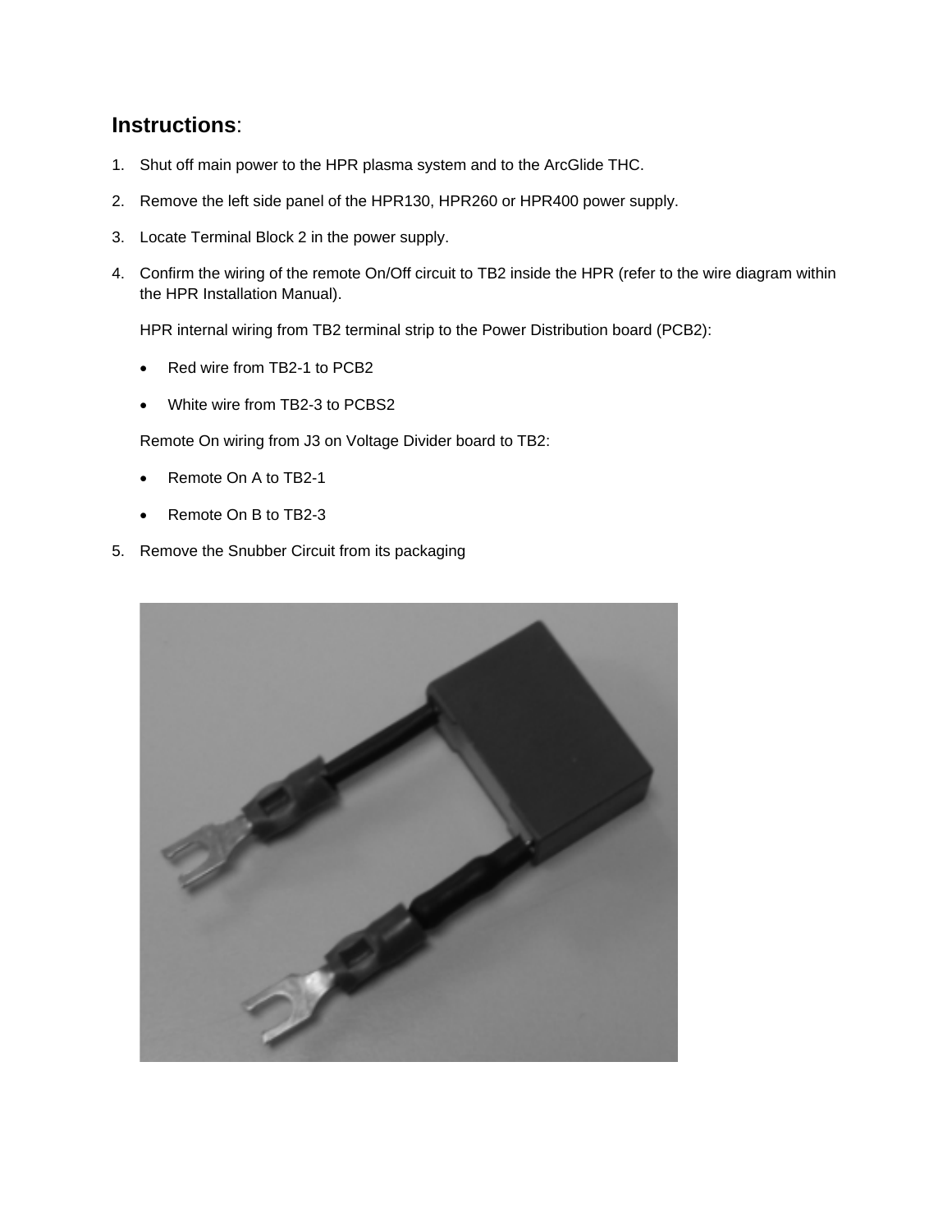## **Instructions**:

1. Shut off main power to the HPR plasma system and to the ArcGlide THC.
2. Remove the left side panel of the HPR130, HPR260 or HPR400 power supply.
3. Locate Terminal Block 2 in the power supply.
4. Confirm the wiring of the remote On/Off circuit to TB2 inside the HPR (refer to the wire diagram within the HPR Installation Manual).

   HPR internal wiring from TB2 terminal strip to the Power Distribution board (PCB2):

   - Red wire from TB2-1 to PCB2
   - White wire from TB2-3 to PCBS2

   Remote On wiring from J3 on Voltage Divider board to TB2:

   - Remote On A to TB2-1
   - Remote On B to TB2-3

5. Remove the Snubber Circuit from its packaging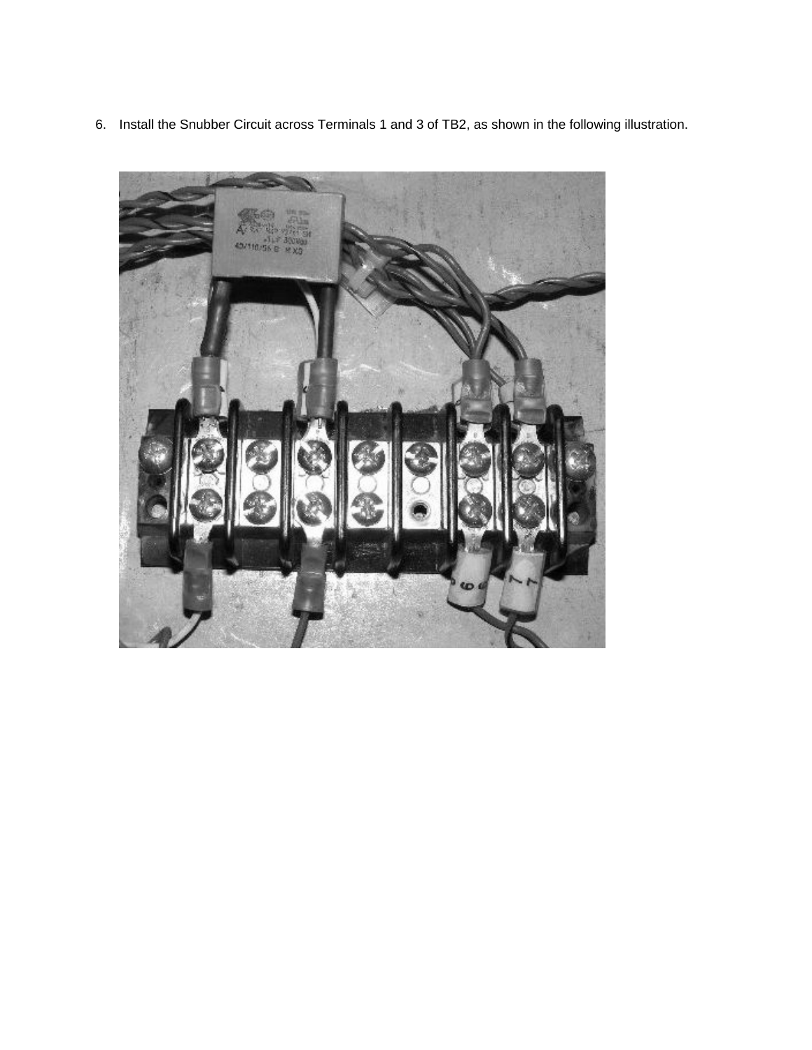6. Install the Snubber Circuit across Terminals 1 and 3 of TB2, as shown in the following illustration.